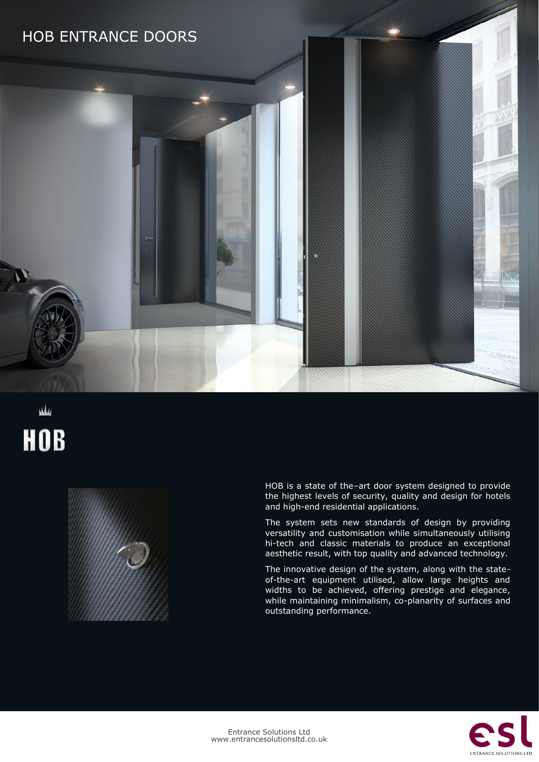# HOB ENTRANCE DOORS

HOB

HOB is a state of the–art door system designed to provide the highest levels of security, quality and design for hotels and high-end residential applications.

The system sets new standards of design by providing versatility and customisation while simultaneously utilising hi-tech and classic materials to produce an exceptional aesthetic result, with top quality and advanced technology.

The innovative design of the system, along with the state-of-the-art equipment utilised, allow large heights and widths to be achieved, offering prestige and elegance, while maintaining minimalism, co-planarity of surfaces and outstanding performance.

Entrance Solutions Ltd
www.entrancesolutionsltd.co.uk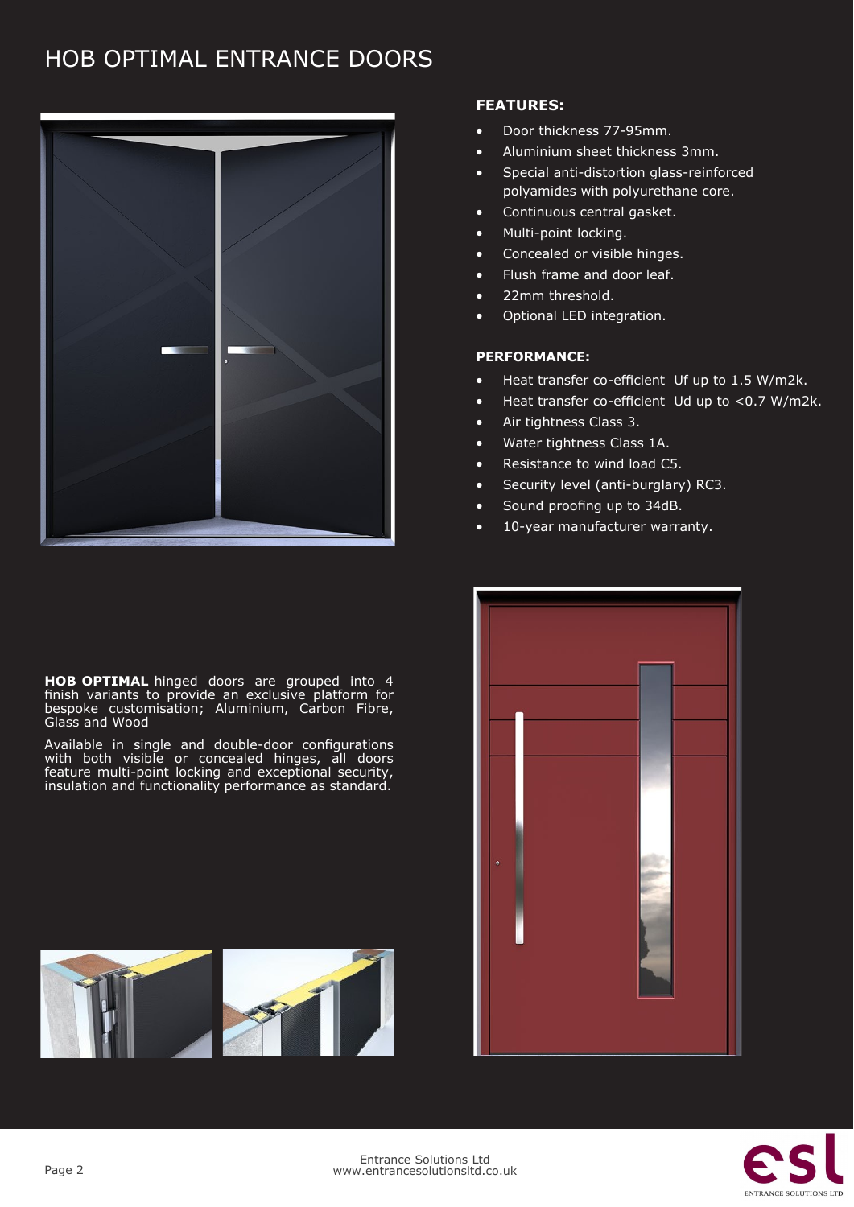# HOB OPTIMAL ENTRANCE DOORS

## FEATURES:

- Door thickness 77-95mm.
- Aluminium sheet thickness 3mm.
- Special anti-distortion glass-reinforced polyamides with polyurethane core.
- Continuous central gasket.
- Multi-point locking.
- Concealed or visible hinges.
- Flush frame and door leaf.
- 22mm threshold.
- Optional LED integration.

## PERFORMANCE:

- Heat transfer co-efficient Uf up to 1.5 W/m2k.
- Heat transfer co-efficient Ud up to <0.7 W/m2k.
- Air tightness Class 3.
- Water tightness Class 1A.
- Resistance to wind load C5.
- Security level (anti-burglary) RC3.
- Sound proofing up to 34dB.
- 10-year manufacturer warranty.

**HOB OPTIMAL** hinged doors are grouped into 4 finish variants to provide an exclusive platform for bespoke customisation; Aluminium, Carbon Fibre, Glass and Wood

Available in single and double-door configurations with both visible or concealed hinges, all doors feature multi-point locking and exceptional security, insulation and functionality performance as standard.

Entrance Solutions Ltd
www.entrancesolutionsltd.co.uk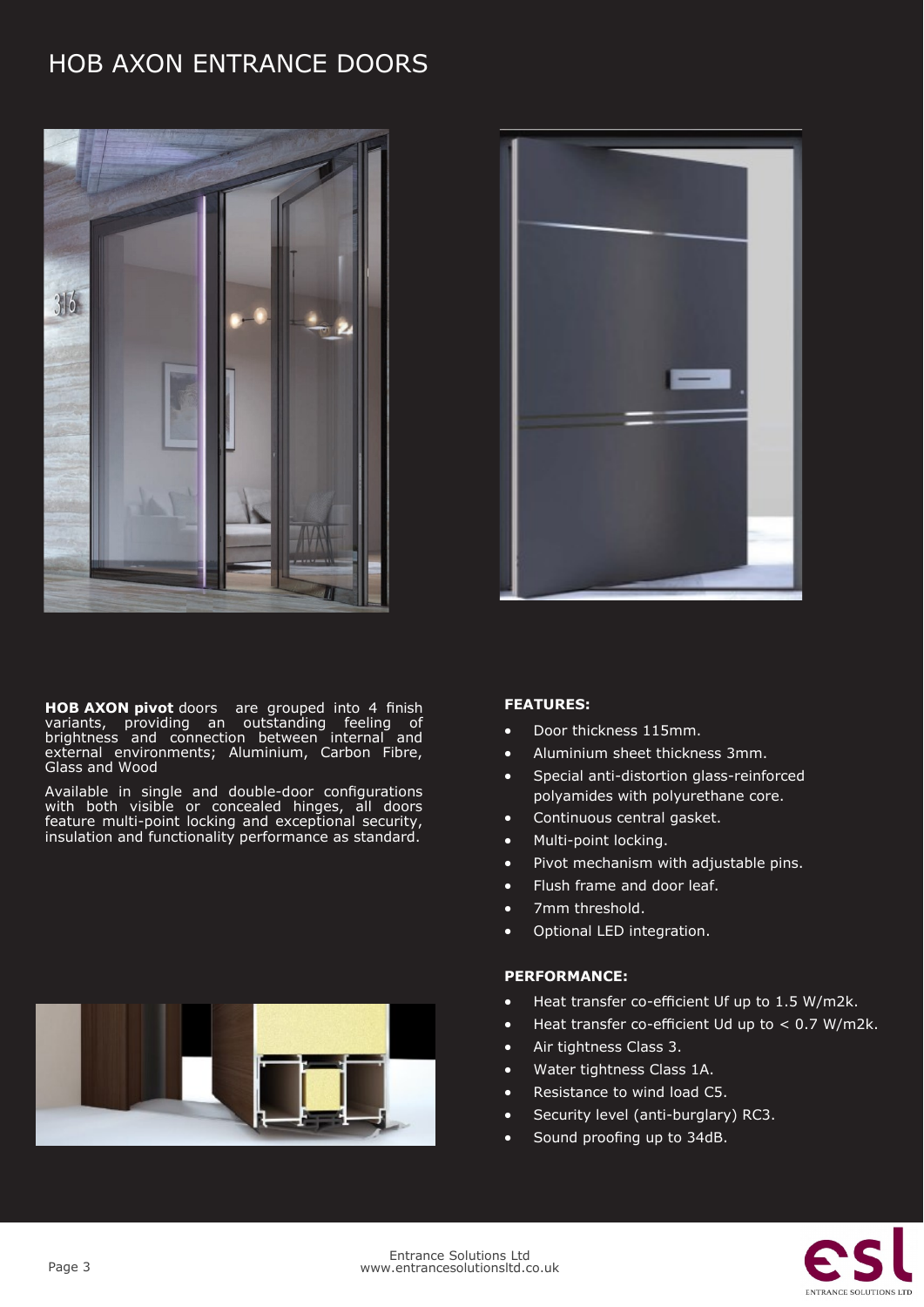# HOB AXON ENTRANCE DOORS

**HOB AXON pivot** doors are grouped into 4 finish variants, providing an outstanding feeling of brightness and connection between internal and external environments; Aluminium, Carbon Fibre, Glass and Wood

Available in single and double-door configurations with both visible or concealed hinges, all doors feature multi-point locking and exceptional security, insulation and functionality performance as standard.

**FEATURES:**

- Door thickness 115mm.
- Aluminium sheet thickness 3mm.
- Special anti-distortion glass-reinforced polyamides with polyurethane core.
- Continuous central gasket.
- Multi-point locking.
- Pivot mechanism with adjustable pins.
- Flush frame and door leaf.
- 7mm threshold.
- Optional LED integration.

**PERFORMANCE:**

- Heat transfer co-efficient Uf up to 1.5 W/m2k.
- Heat transfer co-efficient Ud up to < 0.7 W/m2k.
- Air tightness Class 3.
- Water tightness Class 1A.
- Resistance to wind load C5.
- Security level (anti-burglary) RC3.
- Sound proofing up to 34dB.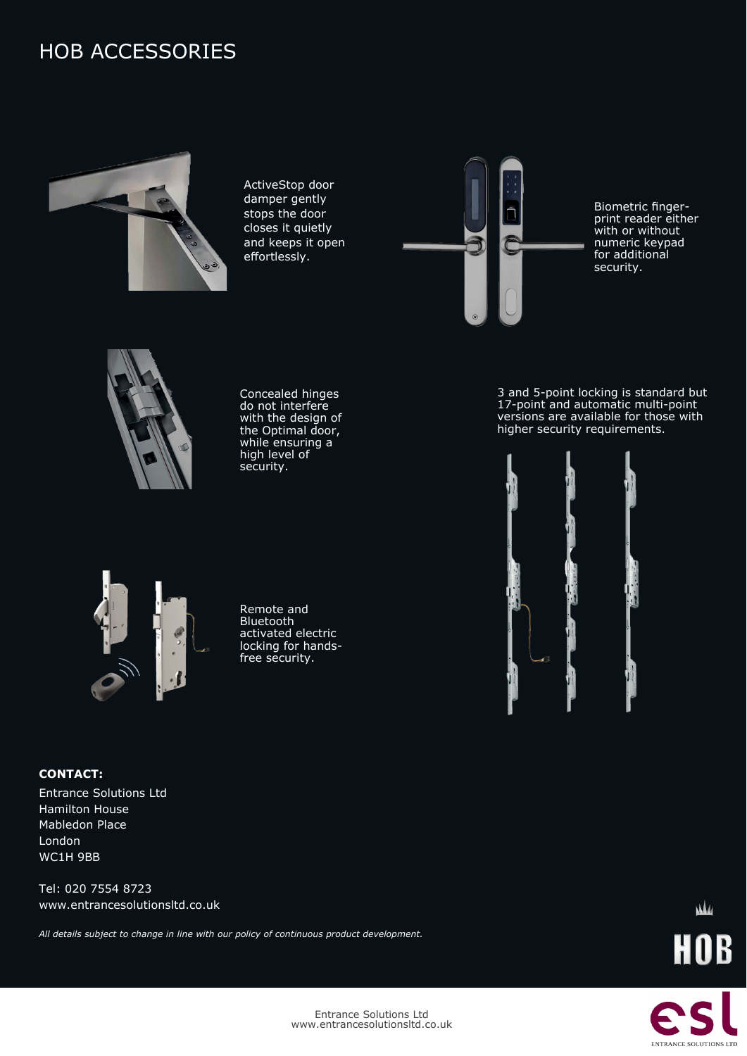# HOB ACCESSORIES

ActiveStop door damper gently stops the door closes it quietly and keeps it open effortlessly.

Biometric finger-print reader either with or without numeric keypad for additional security.

Concealed hinges do not interfere with the design of the Optimal door, while ensuring a high level of security.

3 and 5-point locking is standard but 17-point and automatic multi-point versions are available for those with higher security requirements.

Remote and Bluetooth activated electric locking for hands-free security.

**CONTACT:**

Entrance Solutions Ltd
Hamilton House
Mabledon Place
London
WC1H 9BB

Tel: 020 7554 8723
www.entrancesolutionsltd.co.uk

*All details subject to change in line with our policy of continuous product development.*

HOB

Entrance Solutions Ltd
www.entrancesolutionsltd.co.uk

esl
ENTRANCE SOLUTIONS LTD